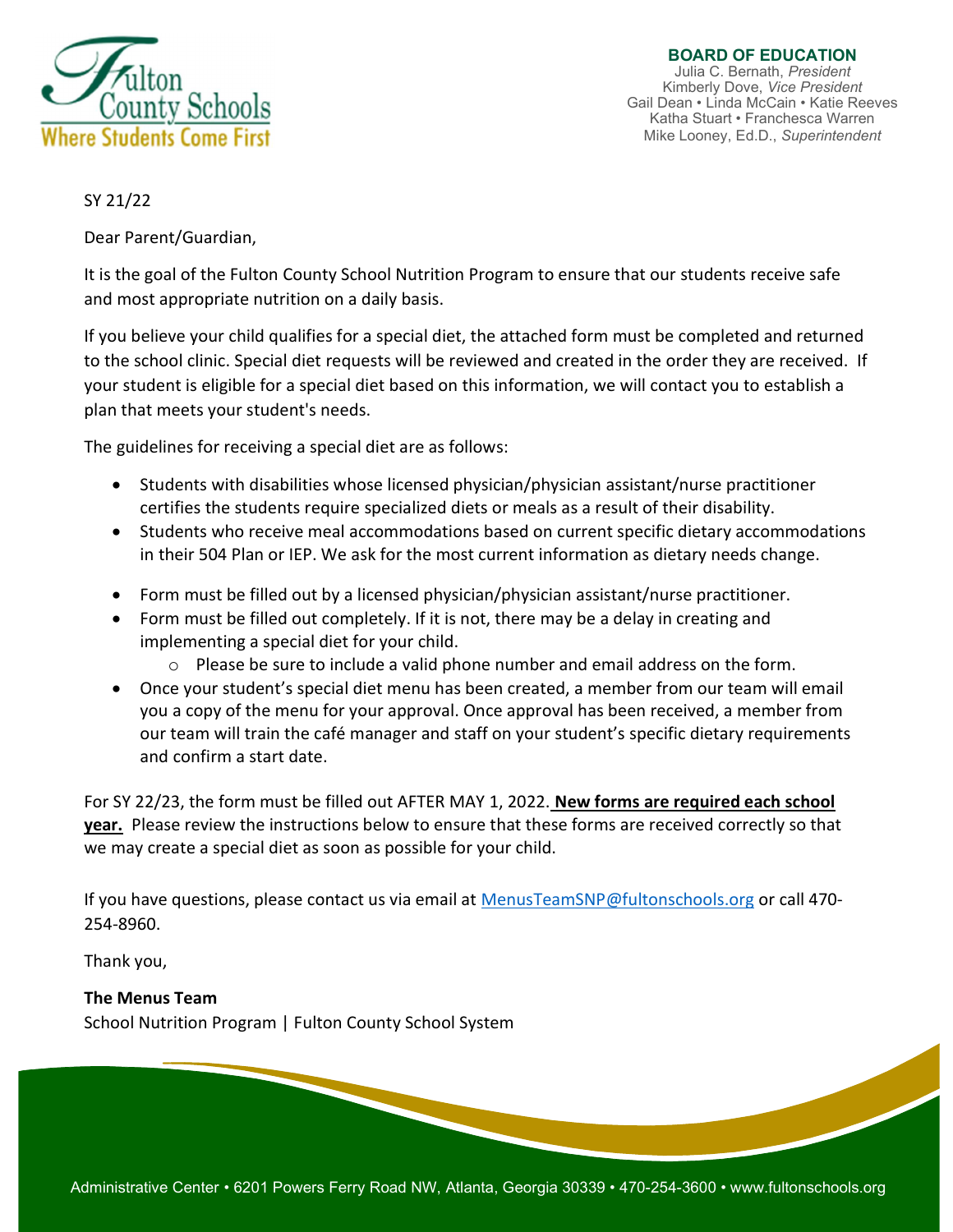Fulton County Schools
Where Students Come First

**BOARD OF EDUCATION**
Julia C. Bernath, *President*
Kimberly Dove, *Vice President*
Gail Dean • Linda McCain • Katie Reeves
Katha Stuart • Franchesca Warren
Mike Looney, Ed.D., *Superintendent*

SY 21/22

Dear Parent/Guardian,

It is the goal of the Fulton County School Nutrition Program to ensure that our students receive safe and most appropriate nutrition on a daily basis.

If you believe your child qualifies for a special diet, the attached form must be completed and returned to the school clinic. Special diet requests will be reviewed and created in the order they are received. If your student is eligible for a special diet based on this information, we will contact you to establish a plan that meets your student's needs.

The guidelines for receiving a special diet are as follows:

- Students with disabilities whose licensed physician/physician assistant/nurse practitioner certifies the students require specialized diets or meals as a result of their disability.
- Students who receive meal accommodations based on current specific dietary accommodations in their 504 Plan or IEP. We ask for the most current information as dietary needs change.
- Form must be filled out by a licensed physician/physician assistant/nurse practitioner.
- Form must be filled out completely. If it is not, there may be a delay in creating and implementing a special diet for your child.
  - Please be sure to include a valid phone number and email address on the form.
- Once your student's special diet menu has been created, a member from our team will email you a copy of the menu for your approval. Once approval has been received, a member from our team will train the café manager and staff on your student's specific dietary requirements and confirm a start date.

For SY 22/23, the form must be filled out AFTER MAY 1, 2022. **New forms are required each school year.** Please review the instructions below to ensure that these forms are received correctly so that we may create a special diet as soon as possible for your child.

If you have questions, please contact us via email at MenusTeamSNP@fultonschools.org or call 470-254-8960.

Thank you,

**The Menus Team**
School Nutrition Program | Fulton County School System

Administrative Center • 6201 Powers Ferry Road NW, Atlanta, Georgia 30339 • 470-254-3600 • www.fultonschools.org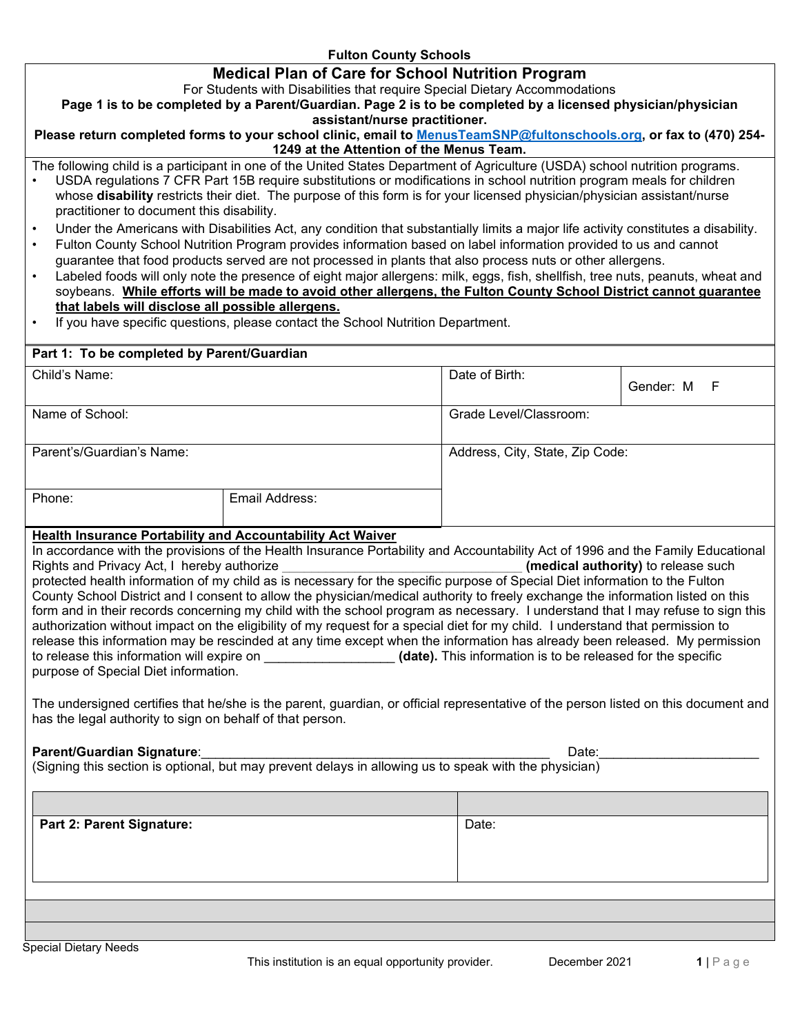**Fulton County Schools**

# Medical Plan of Care for School Nutrition Program

For Students with Disabilities that require Special Dietary Accommodations

**Page 1 is to be completed by a Parent/Guardian. Page 2 is to be completed by a licensed physician/physician assistant/nurse practitioner.**

**Please return completed forms to your school clinic, email to [MenusTeamSNP@fultonschools.org](mailto:MenusTeamSNP@fultonschools.org), or fax to (470) 254-1249 at the Attention of the Menus Team.**

The following child is a participant in one of the United States Department of Agriculture (USDA) school nutrition programs.

- USDA regulations 7 CFR Part 15B require substitutions or modifications in school nutrition program meals for children whose **disability** restricts their diet. The purpose of this form is for your licensed physician/physician assistant/nurse practitioner to document this disability.
- Under the Americans with Disabilities Act, any condition that substantially limits a major life activity constitutes a disability.
- Fulton County School Nutrition Program provides information based on label information provided to us and cannot guarantee that food products served are not processed in plants that also process nuts or other allergens.
- Labeled foods will only note the presence of eight major allergens: milk, eggs, fish, shellfish, tree nuts, peanuts, wheat and soybeans. **While efforts will be made to avoid other allergens, the Fulton County School District cannot guarantee that labels will disclose all possible allergens.**
- If you have specific questions, please contact the School Nutrition Department.

**Part 1: To be completed by Parent/Guardian**

| Child's Name: | | Date of Birth: | Gender: M F |
|---|---|---|---|
| Name of School: | | Grade Level/Classroom: | |
| Parent's/Guardian's Name: | | Address, City, State, Zip Code: | |
| Phone: | Email Address: | | |

**Health Insurance Portability and Accountability Act Waiver**

In accordance with the provisions of the Health Insurance Portability and Accountability Act of 1996 and the Family Educational Rights and Privacy Act, I hereby authorize ________________________________ **(medical authority)** to release such protected health information of my child as is necessary for the specific purpose of Special Diet information to the Fulton County School District and I consent to allow the physician/medical authority to freely exchange the information listed on this form and in their records concerning my child with the school program as necessary. I understand that I may refuse to sign this authorization without impact on the eligibility of my request for a special diet for my child. I understand that permission to release this information may be rescinded at any time except when the information has already been released. My permission to release this information will expire on _________________ **(date).** This information is to be released for the specific purpose of Special Diet information.

The undersigned certifies that he/she is the parent, guardian, or official representative of the person listed on this document and has the legal authority to sign on behalf of that person.

**Parent/Guardian Signature**:_______________________________________________ Date:_____________________

(Signing this section is optional, but may prevent delays in allowing us to speak with the physician)

| **Part 2: Parent Signature:** | Date: |
|---|---|

Special Dietary Needs

This institution is an equal opportunity provider. December 2021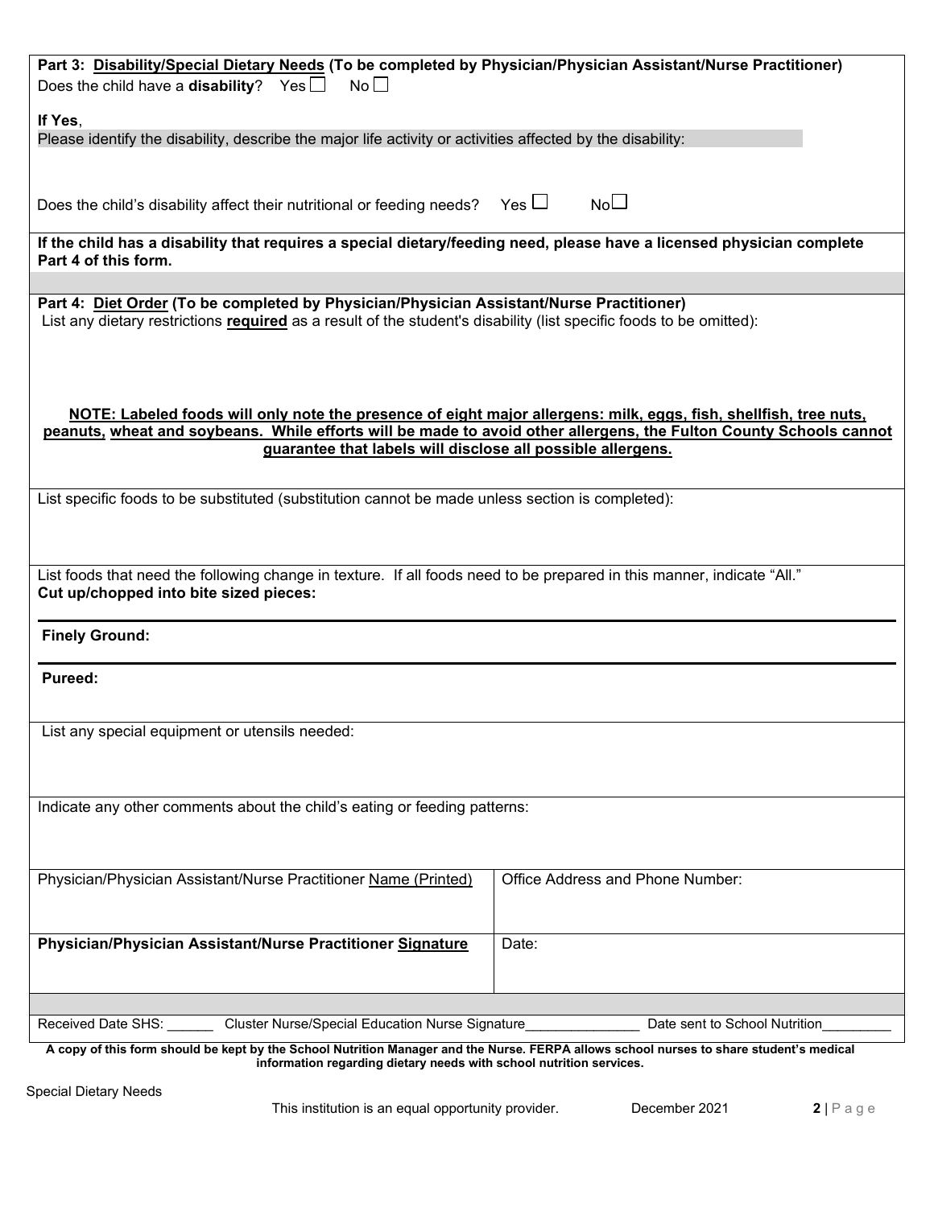**Part 3: Disability/Special Dietary Needs (To be completed by Physician/Physician Assistant/Nurse Practitioner)**

Does the child have a **disability**? Yes ☐ No ☐

**If Yes**,

Please identify the disability, describe the major life activity or activities affected by the disability:

Does the child's disability affect their nutritional or feeding needs? Yes ☐ No ☐

**If the child has a disability that requires a special dietary/feeding need, please have a licensed physician complete Part 4 of this form.**

**Part 4: Diet Order (To be completed by Physician/Physician Assistant/Nurse Practitioner)**

List any dietary restrictions **required** as a result of the student's disability (list specific foods to be omitted):

**NOTE: Labeled foods will only note the presence of eight major allergens: milk, eggs, fish, shellfish, tree nuts, peanuts, wheat and soybeans. While efforts will be made to avoid other allergens, the Fulton County Schools cannot guarantee that labels will disclose all possible allergens.**

List specific foods to be substituted (substitution cannot be made unless section is completed):

List foods that need the following change in texture. If all foods need to be prepared in this manner, indicate "All."

**Cut up/chopped into bite sized pieces:**

**Finely Ground:**

**Pureed:**

List any special equipment or utensils needed:

Indicate any other comments about the child's eating or feeding patterns:

| | |
|---|---|
| Physician/Physician Assistant/Nurse Practitioner Name (Printed) | Office Address and Phone Number: |
| **Physician/Physician Assistant/Nurse Practitioner Signature** | Date: |

Received Date SHS: ______ Cluster Nurse/Special Education Nurse Signature______________ Date sent to School Nutrition________

**A copy of this form should be kept by the School Nutrition Manager and the Nurse. FERPA allows school nurses to share student's medical information regarding dietary needs with school nutrition services.**

Special Dietary Needs

This institution is an equal opportunity provider. December 2021